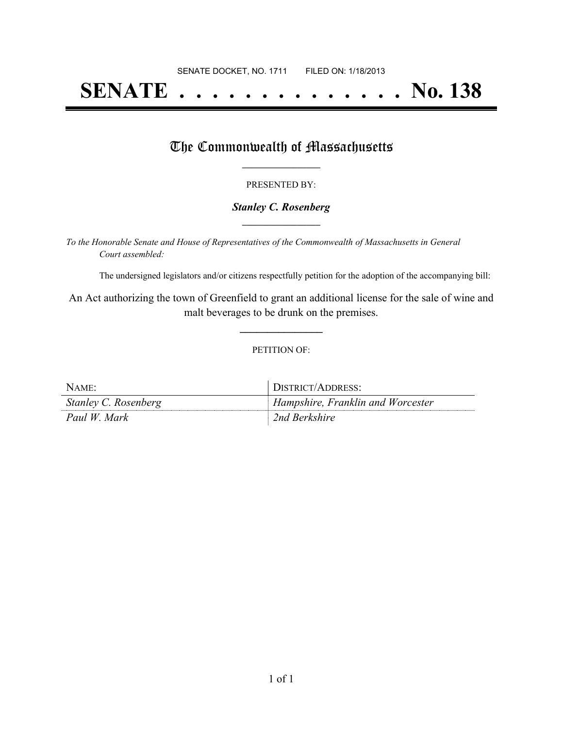SENATE DOCKET, NO. 1711        FILED ON: 1/18/2013

# SENATE . . . . . . . . . . . . . . No. 138

## The Commonwealth of Massachusetts

PRESENTED BY:

***Stanley C. Rosenberg***

*To the Honorable Senate and House of Representatives of the Commonwealth of Massachusetts in General Court assembled:*

The undersigned legislators and/or citizens respectfully petition for the adoption of the accompanying bill:

An Act authorizing the town of Greenfield to grant an additional license for the sale of wine and malt beverages to be drunk on the premises.

PETITION OF:

| NAME: | DISTRICT/ADDRESS: |
| --- | --- |
| *Stanley C. Rosenberg* | *Hampshire, Franklin and Worcester* |
| *Paul W. Mark* | *2nd Berkshire* |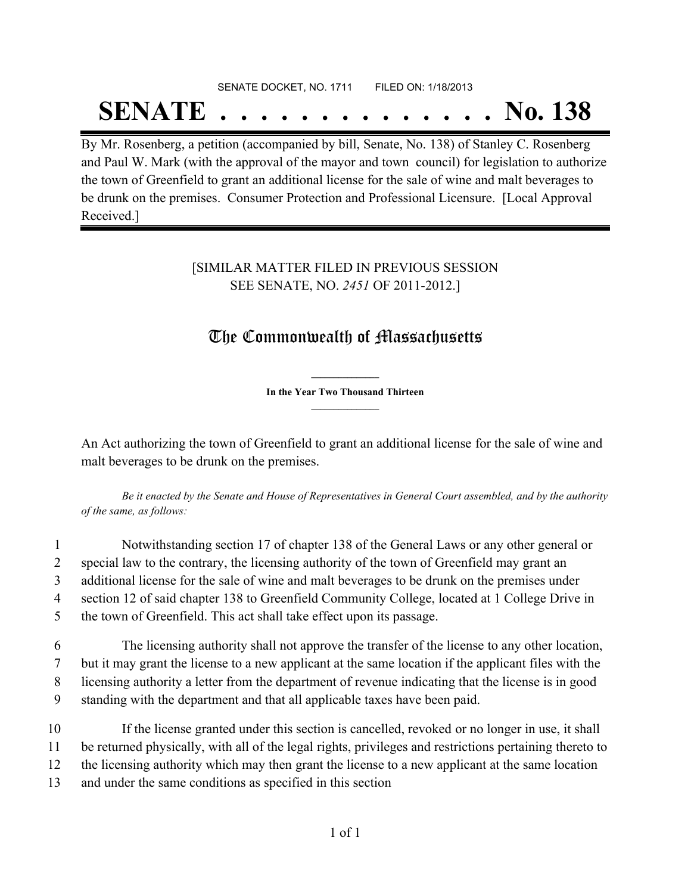SENATE DOCKET, NO. 1711        FILED ON: 1/18/2013

# SENATE . . . . . . . . . . . . . . No. 138

By Mr. Rosenberg, a petition (accompanied by bill, Senate, No. 138) of Stanley C. Rosenberg and Paul W. Mark (with the approval of the mayor and town council) for legislation to authorize the town of Greenfield to grant an additional license for the sale of wine and malt beverages to be drunk on the premises. Consumer Protection and Professional Licensure. [Local Approval Received.]

[SIMILAR MATTER FILED IN PREVIOUS SESSION
SEE SENATE, NO. *2451* OF 2011-2012.]

## The Commonwealth of Massachusetts

**In the Year Two Thousand Thirteen**

An Act authorizing the town of Greenfield to grant an additional license for the sale of wine and malt beverages to be drunk on the premises.

*Be it enacted by the Senate and House of Representatives in General Court assembled, and by the authority of the same, as follows:*

1 Notwithstanding section 17 of chapter 138 of the General Laws or any other general or
2 special law to the contrary, the licensing authority of the town of Greenfield may grant an
3 additional license for the sale of wine and malt beverages to be drunk on the premises under
4 section 12 of said chapter 138 to Greenfield Community College, located at 1 College Drive in
5 the town of Greenfield. This act shall take effect upon its passage.

6 The licensing authority shall not approve the transfer of the license to any other location,
7 but it may grant the license to a new applicant at the same location if the applicant files with the
8 licensing authority a letter from the department of revenue indicating that the license is in good
9 standing with the department and that all applicable taxes have been paid.

10 If the license granted under this section is cancelled, revoked or no longer in use, it shall
11 be returned physically, with all of the legal rights, privileges and restrictions pertaining thereto to
12 the licensing authority which may then grant the license to a new applicant at the same location
13 and under the same conditions as specified in this section